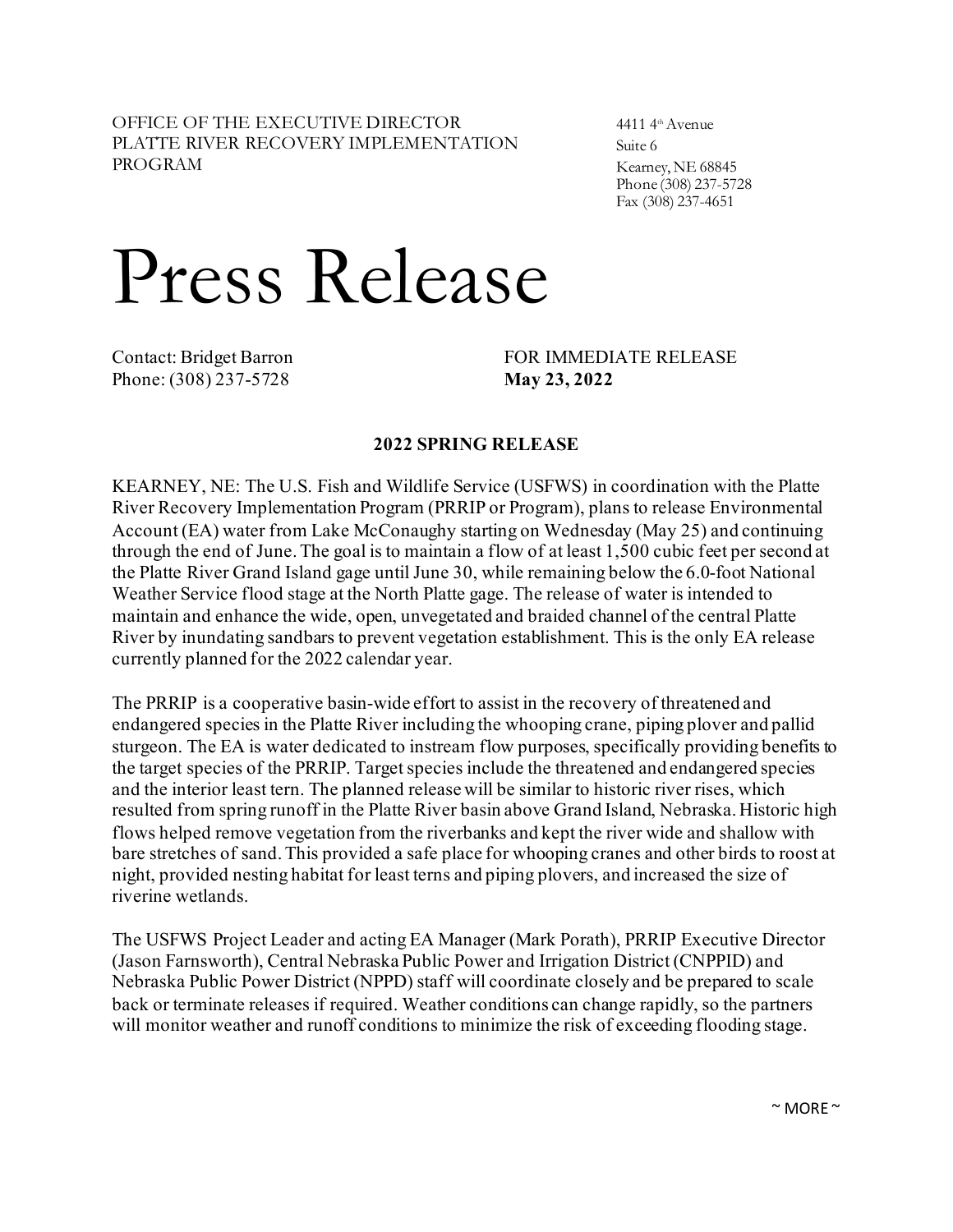OFFICE OF THE EXECUTIVE DIRECTOR
PLATTE RIVER RECOVERY IMPLEMENTATION PROGRAM

4411 4th Avenue
Suite 6
Kearney, NE 68845
Phone (308) 237-5728
Fax (308) 237-4651

# Press Release

Contact: Bridget Barron
Phone: (308) 237-5728

FOR IMMEDIATE RELEASE
**May 23, 2022**

**2022 SPRING RELEASE**

KEARNEY, NE: The U.S. Fish and Wildlife Service (USFWS) in coordination with the Platte River Recovery Implementation Program (PRRIP or Program), plans to release Environmental Account (EA) water from Lake McConaughy starting on Wednesday (May 25) and continuing through the end of June. The goal is to maintain a flow of at least 1,500 cubic feet per second at the Platte River Grand Island gage until June 30, while remaining below the 6.0-foot National Weather Service flood stage at the North Platte gage. The release of water is intended to maintain and enhance the wide, open, unvegetated and braided channel of the central Platte River by inundating sandbars to prevent vegetation establishment. This is the only EA release currently planned for the 2022 calendar year.

The PRRIP is a cooperative basin-wide effort to assist in the recovery of threatened and endangered species in the Platte River including the whooping crane, piping plover and pallid sturgeon. The EA is water dedicated to instream flow purposes, specifically providing benefits to the target species of the PRRIP. Target species include the threatened and endangered species and the interior least tern. The planned release will be similar to historic river rises, which resulted from spring runoff in the Platte River basin above Grand Island, Nebraska. Historic high flows helped remove vegetation from the riverbanks and kept the river wide and shallow with bare stretches of sand. This provided a safe place for whooping cranes and other birds to roost at night, provided nesting habitat for least terns and piping plovers, and increased the size of riverine wetlands.

The USFWS Project Leader and acting EA Manager (Mark Porath), PRRIP Executive Director (Jason Farnsworth), Central Nebraska Public Power and Irrigation District (CNPPID) and Nebraska Public Power District (NPPD) staff will coordinate closely and be prepared to scale back or terminate releases if required. Weather conditions can change rapidly, so the partners will monitor weather and runoff conditions to minimize the risk of exceeding flooding stage.

~ MORE ~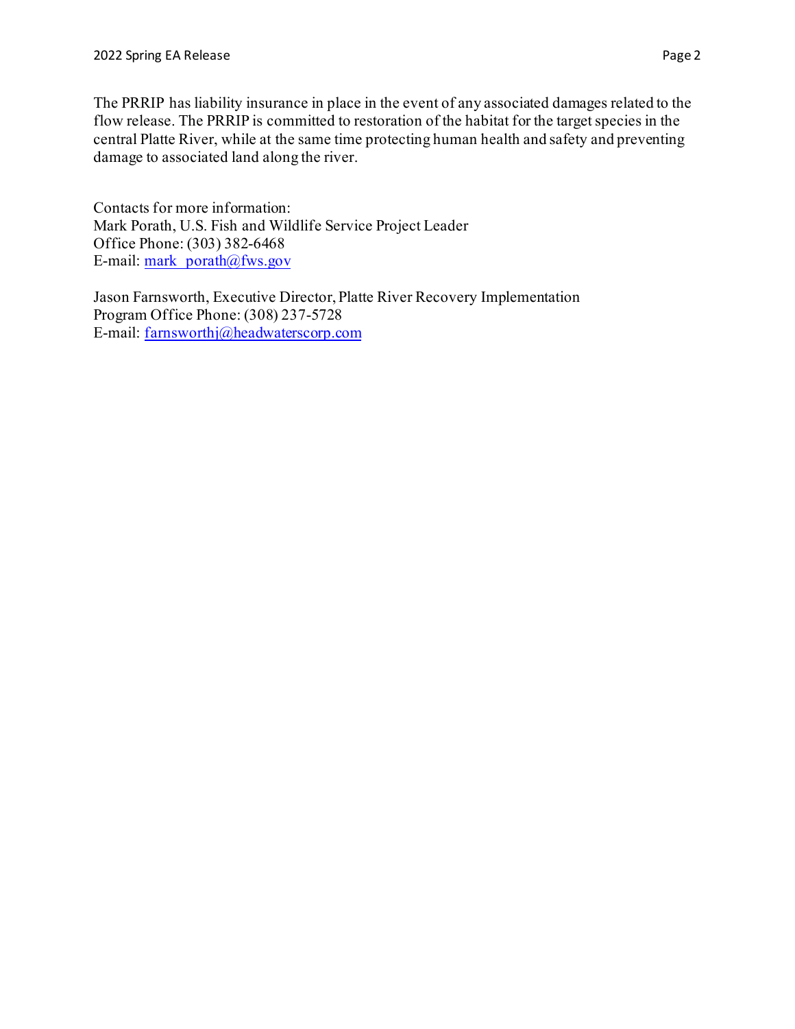The PRRIP has liability insurance in place in the event of any associated damages related to the flow release. The PRRIP is committed to restoration of the habitat for the target species in the central Platte River, while at the same time protecting human health and safety and preventing damage to associated land along the river.

Contacts for more information:
Mark Porath, U.S. Fish and Wildlife Service Project Leader
Office Phone: (303) 382-6468
E-mail: mark_porath@fws.gov

Jason Farnsworth, Executive Director, Platte River Recovery Implementation
Program Office Phone: (308) 237-5728
E-mail: farnsworthj@headwaterscorp.com